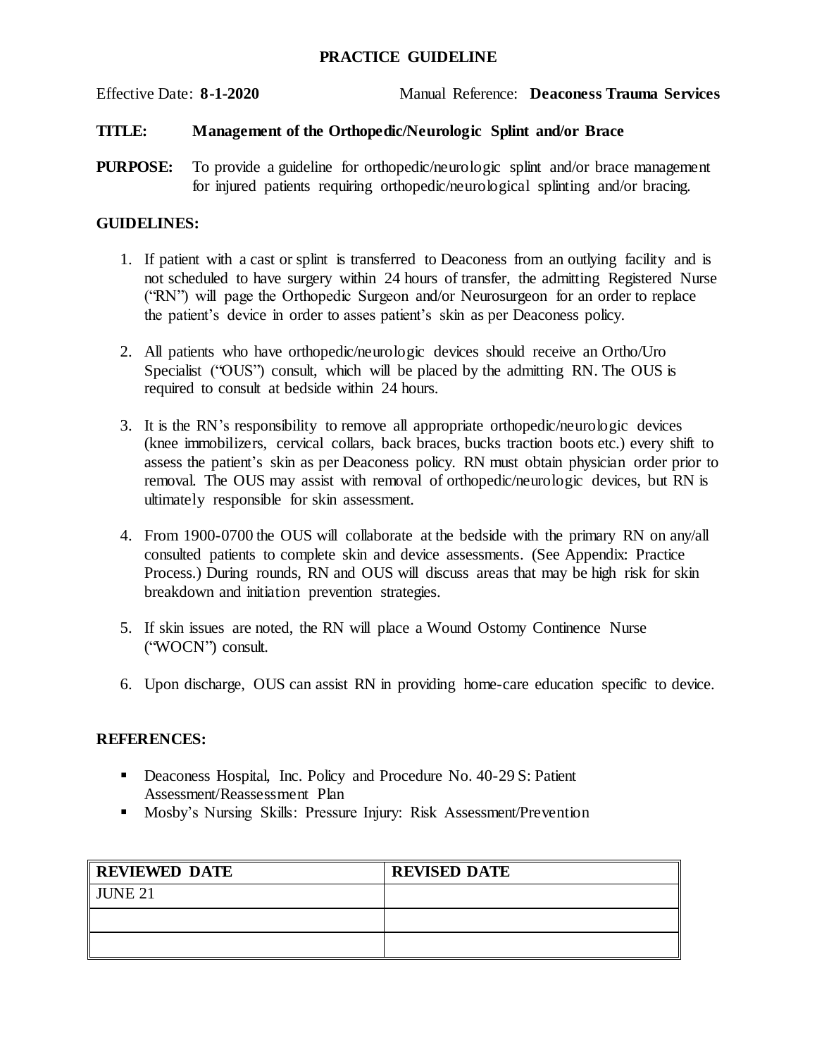# PRACTICE GUIDELINE

Effective Date: **8-1-2020** Manual Reference: **Deaconess Trauma Services**

**TITLE:** **Management of the Orthopedic/Neurologic Splint and/or Brace**

**PURPOSE:** To provide a guideline for orthopedic/neurologic splint and/or brace management for injured patients requiring orthopedic/neurological splinting and/or bracing.

## GUIDELINES:

1. If patient with a cast or splint is transferred to Deaconess from an outlying facility and is not scheduled to have surgery within 24 hours of transfer, the admitting Registered Nurse ("RN") will page the Orthopedic Surgeon and/or Neurosurgeon for an order to replace the patient's device in order to asses patient's skin as per Deaconess policy.

2. All patients who have orthopedic/neurologic devices should receive an Ortho/Uro Specialist ("OUS") consult, which will be placed by the admitting RN. The OUS is required to consult at bedside within 24 hours.

3. It is the RN's responsibility to remove all appropriate orthopedic/neurologic devices (knee immobilizers, cervical collars, back braces, bucks traction boots etc.) every shift to assess the patient's skin as per Deaconess policy. RN must obtain physician order prior to removal. The OUS may assist with removal of orthopedic/neurologic devices, but RN is ultimately responsible for skin assessment.

4. From 1900-0700 the OUS will collaborate at the bedside with the primary RN on any/all consulted patients to complete skin and device assessments. (See Appendix: Practice Process.) During rounds, RN and OUS will discuss areas that may be high risk for skin breakdown and initiation prevention strategies.

5. If skin issues are noted, the RN will place a Wound Ostomy Continence Nurse ("WOCN") consult.

6. Upon discharge, OUS can assist RN in providing home-care education specific to device.

## REFERENCES:

- Deaconess Hospital, Inc. Policy and Procedure No. 40-29 S: Patient Assessment/Reassessment Plan
- Mosby's Nursing Skills: Pressure Injury: Risk Assessment/Prevention

| REVIEWED DATE | REVISED DATE |
|---|---|
| JUNE 21 | |
| | |
| | |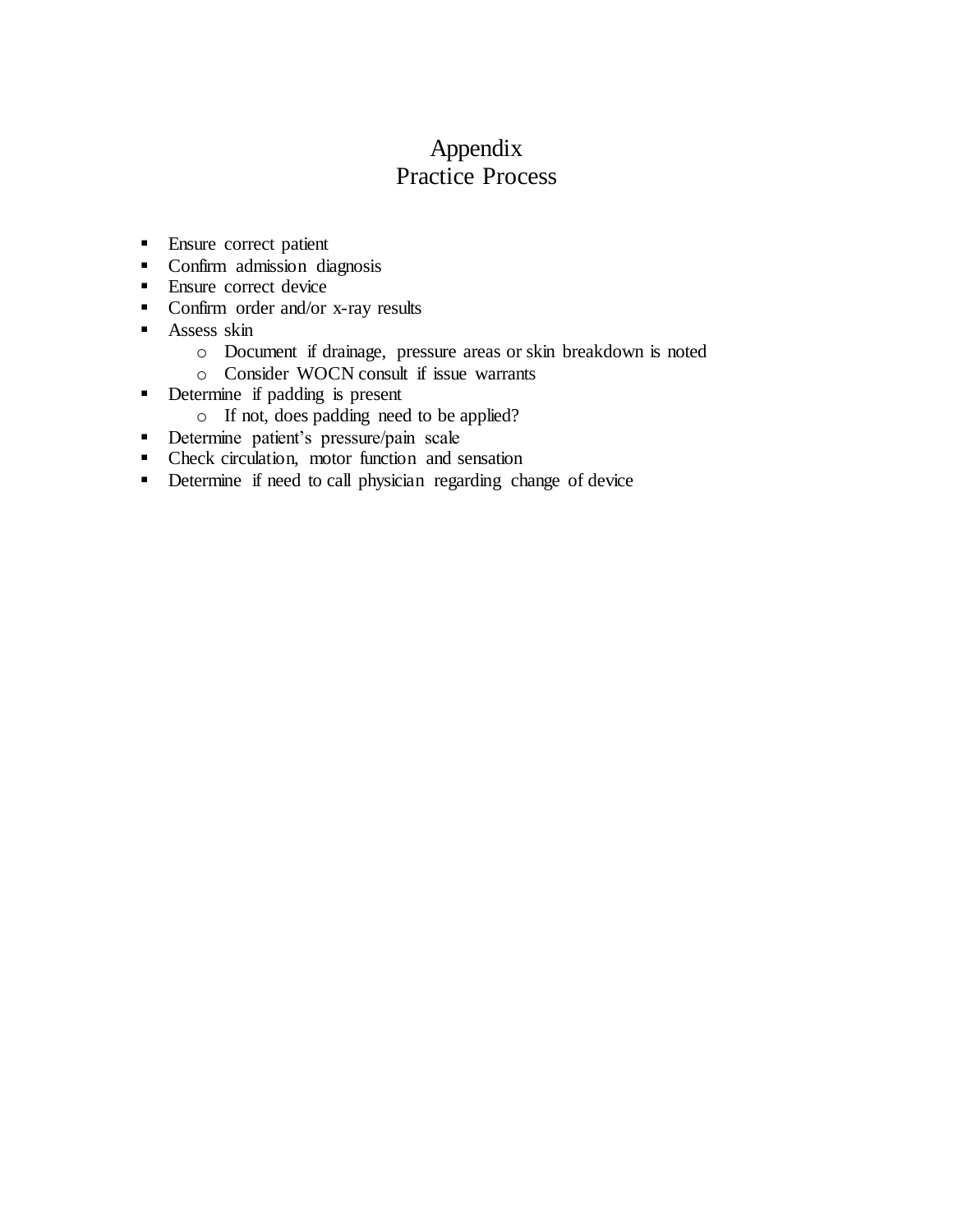# Appendix
## Practice Process

- Ensure correct patient
- Confirm admission diagnosis
- Ensure correct device
- Confirm order and/or x-ray results
- Assess skin
    - Document if drainage, pressure areas or skin breakdown is noted
    - Consider WOCN consult if issue warrants
- Determine if padding is present
    - If not, does padding need to be applied?
- Determine patient's pressure/pain scale
- Check circulation, motor function and sensation
- Determine if need to call physician regarding change of device